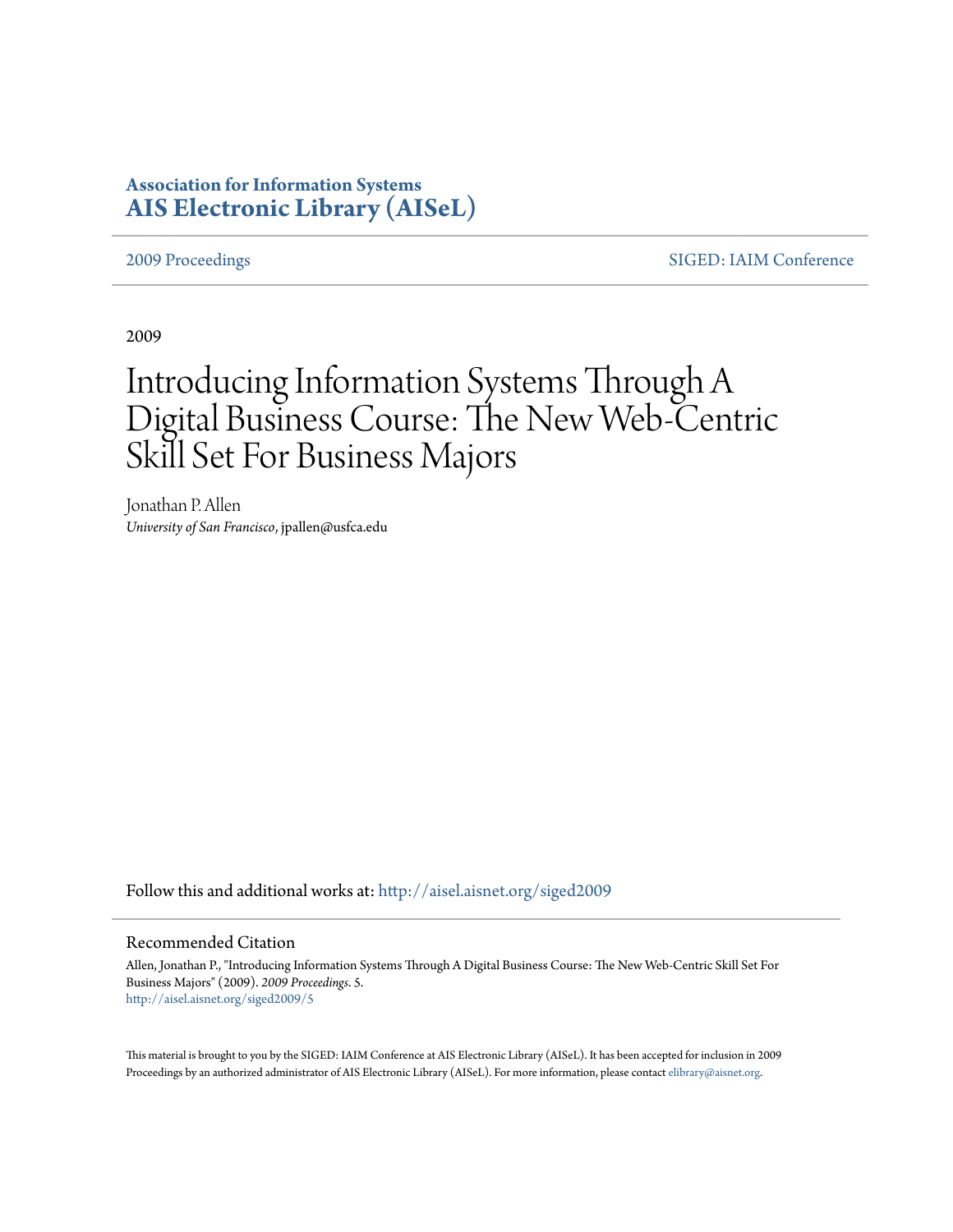**Association for Information Systems**
**AIS Electronic Library (AISeL)**

2009 Proceedings | SIGED: IAIM Conference

2009

# Introducing Information Systems Through A Digital Business Course: The New Web-Centric Skill Set For Business Majors

Jonathan P. Allen
*University of San Francisco*, jpallen@usfca.edu

Follow this and additional works at: http://aisel.aisnet.org/siged2009

## Recommended Citation

Allen, Jonathan P., "Introducing Information Systems Through A Digital Business Course: The New Web-Centric Skill Set For Business Majors" (2009). *2009 Proceedings*. 5.
http://aisel.aisnet.org/siged2009/5

This material is brought to you by the SIGED: IAIM Conference at AIS Electronic Library (AISeL). It has been accepted for inclusion in 2009 Proceedings by an authorized administrator of AIS Electronic Library (AISeL). For more information, please contact elibrary@aisnet.org.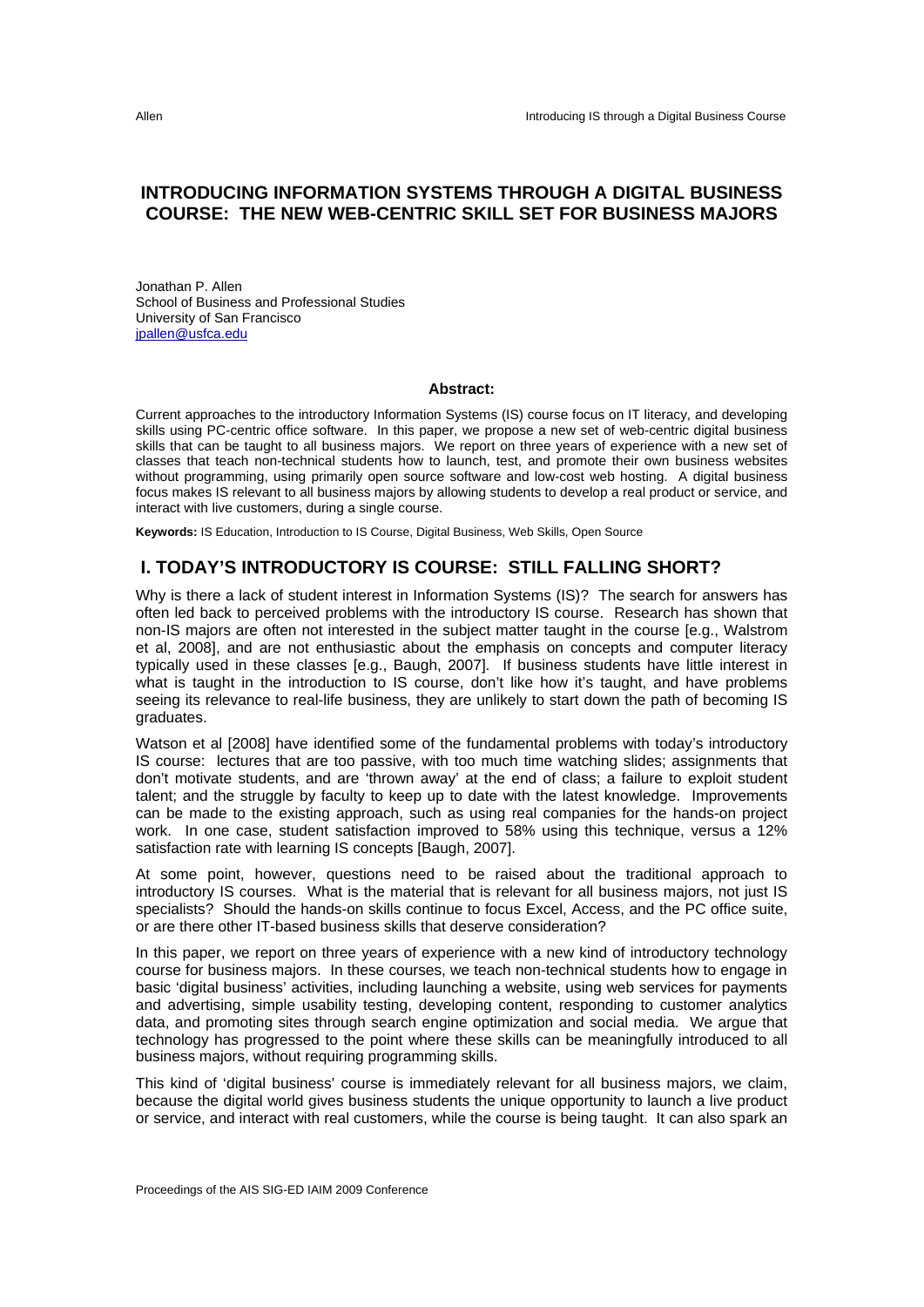# INTRODUCING INFORMATION SYSTEMS THROUGH A DIGITAL BUSINESS COURSE: THE NEW WEB-CENTRIC SKILL SET FOR BUSINESS MAJORS

Jonathan P. Allen
School of Business and Professional Studies
University of San Francisco
jpallen@usfca.edu

**Abstract:**

Current approaches to the introductory Information Systems (IS) course focus on IT literacy, and developing skills using PC-centric office software. In this paper, we propose a new set of web-centric digital business skills that can be taught to all business majors. We report on three years of experience with a new set of classes that teach non-technical students how to launch, test, and promote their own business websites without programming, using primarily open source software and low-cost web hosting. A digital business focus makes IS relevant to all business majors by allowing students to develop a real product or service, and interact with live customers, during a single course.

**Keywords:** IS Education, Introduction to IS Course, Digital Business, Web Skills, Open Source

## I. TODAY'S INTRODUCTORY IS COURSE: STILL FALLING SHORT?

Why is there a lack of student interest in Information Systems (IS)? The search for answers has often led back to perceived problems with the introductory IS course. Research has shown that non-IS majors are often not interested in the subject matter taught in the course [e.g., Walstrom et al, 2008], and are not enthusiastic about the emphasis on concepts and computer literacy typically used in these classes [e.g., Baugh, 2007]. If business students have little interest in what is taught in the introduction to IS course, don't like how it's taught, and have problems seeing its relevance to real-life business, they are unlikely to start down the path of becoming IS graduates.

Watson et al [2008] have identified some of the fundamental problems with today's introductory IS course: lectures that are too passive, with too much time watching slides; assignments that don't motivate students, and are 'thrown away' at the end of class; a failure to exploit student talent; and the struggle by faculty to keep up to date with the latest knowledge. Improvements can be made to the existing approach, such as using real companies for the hands-on project work. In one case, student satisfaction improved to 58% using this technique, versus a 12% satisfaction rate with learning IS concepts [Baugh, 2007].

At some point, however, questions need to be raised about the traditional approach to introductory IS courses. What is the material that is relevant for all business majors, not just IS specialists? Should the hands-on skills continue to focus Excel, Access, and the PC office suite, or are there other IT-based business skills that deserve consideration?

In this paper, we report on three years of experience with a new kind of introductory technology course for business majors. In these courses, we teach non-technical students how to engage in basic 'digital business' activities, including launching a website, using web services for payments and advertising, simple usability testing, developing content, responding to customer analytics data, and promoting sites through search engine optimization and social media. We argue that technology has progressed to the point where these skills can be meaningfully introduced to all business majors, without requiring programming skills.

This kind of 'digital business' course is immediately relevant for all business majors, we claim, because the digital world gives business students the unique opportunity to launch a live product or service, and interact with real customers, while the course is being taught. It can also spark an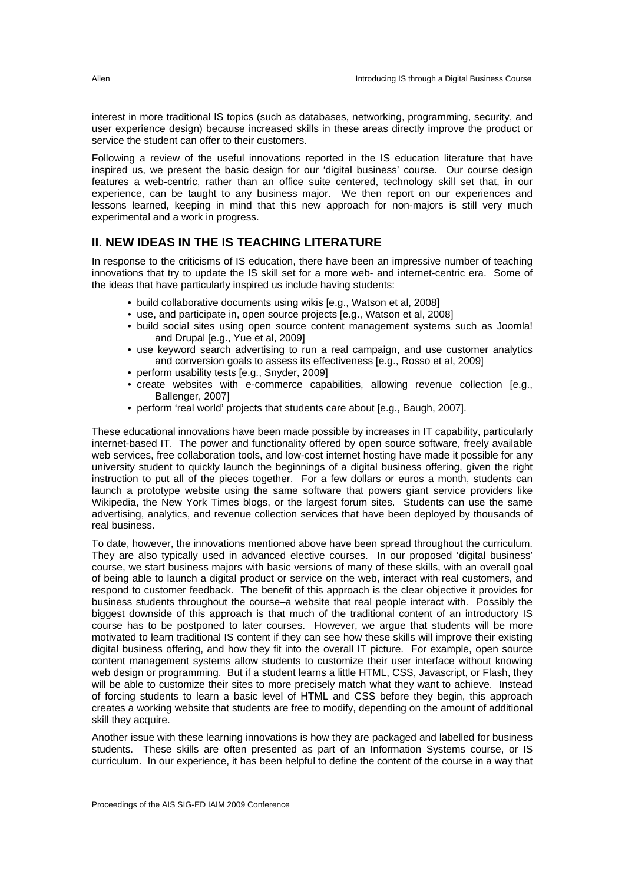interest in more traditional IS topics (such as databases, networking, programming, security, and user experience design) because increased skills in these areas directly improve the product or service the student can offer to their customers.

Following a review of the useful innovations reported in the IS education literature that have inspired us, we present the basic design for our 'digital business' course. Our course design features a web-centric, rather than an office suite centered, technology skill set that, in our experience, can be taught to any business major. We then report on our experiences and lessons learned, keeping in mind that this new approach for non-majors is still very much experimental and a work in progress.

## II. NEW IDEAS IN THE IS TEACHING LITERATURE

In response to the criticisms of IS education, there have been an impressive number of teaching innovations that try to update the IS skill set for a more web- and internet-centric era. Some of the ideas that have particularly inspired us include having students:

- build collaborative documents using wikis [e.g., Watson et al, 2008]
- use, and participate in, open source projects [e.g., Watson et al, 2008]
- build social sites using open source content management systems such as Joomla! and Drupal [e.g., Yue et al, 2009]
- use keyword search advertising to run a real campaign, and use customer analytics and conversion goals to assess its effectiveness [e.g., Rosso et al, 2009]
- perform usability tests [e.g., Snyder, 2009]
- create websites with e-commerce capabilities, allowing revenue collection [e.g., Ballenger, 2007]
- perform 'real world' projects that students care about [e.g., Baugh, 2007].

These educational innovations have been made possible by increases in IT capability, particularly internet-based IT. The power and functionality offered by open source software, freely available web services, free collaboration tools, and low-cost internet hosting have made it possible for any university student to quickly launch the beginnings of a digital business offering, given the right instruction to put all of the pieces together. For a few dollars or euros a month, students can launch a prototype website using the same software that powers giant service providers like Wikipedia, the New York Times blogs, or the largest forum sites. Students can use the same advertising, analytics, and revenue collection services that have been deployed by thousands of real business.

To date, however, the innovations mentioned above have been spread throughout the curriculum. They are also typically used in advanced elective courses. In our proposed 'digital business' course, we start business majors with basic versions of many of these skills, with an overall goal of being able to launch a digital product or service on the web, interact with real customers, and respond to customer feedback. The benefit of this approach is the clear objective it provides for business students throughout the course–a website that real people interact with. Possibly the biggest downside of this approach is that much of the traditional content of an introductory IS course has to be postponed to later courses. However, we argue that students will be more motivated to learn traditional IS content if they can see how these skills will improve their existing digital business offering, and how they fit into the overall IT picture. For example, open source content management systems allow students to customize their user interface without knowing web design or programming. But if a student learns a little HTML, CSS, Javascript, or Flash, they will be able to customize their sites to more precisely match what they want to achieve. Instead of forcing students to learn a basic level of HTML and CSS before they begin, this approach creates a working website that students are free to modify, depending on the amount of additional skill they acquire.

Another issue with these learning innovations is how they are packaged and labelled for business students. These skills are often presented as part of an Information Systems course, or IS curriculum. In our experience, it has been helpful to define the content of the course in a way that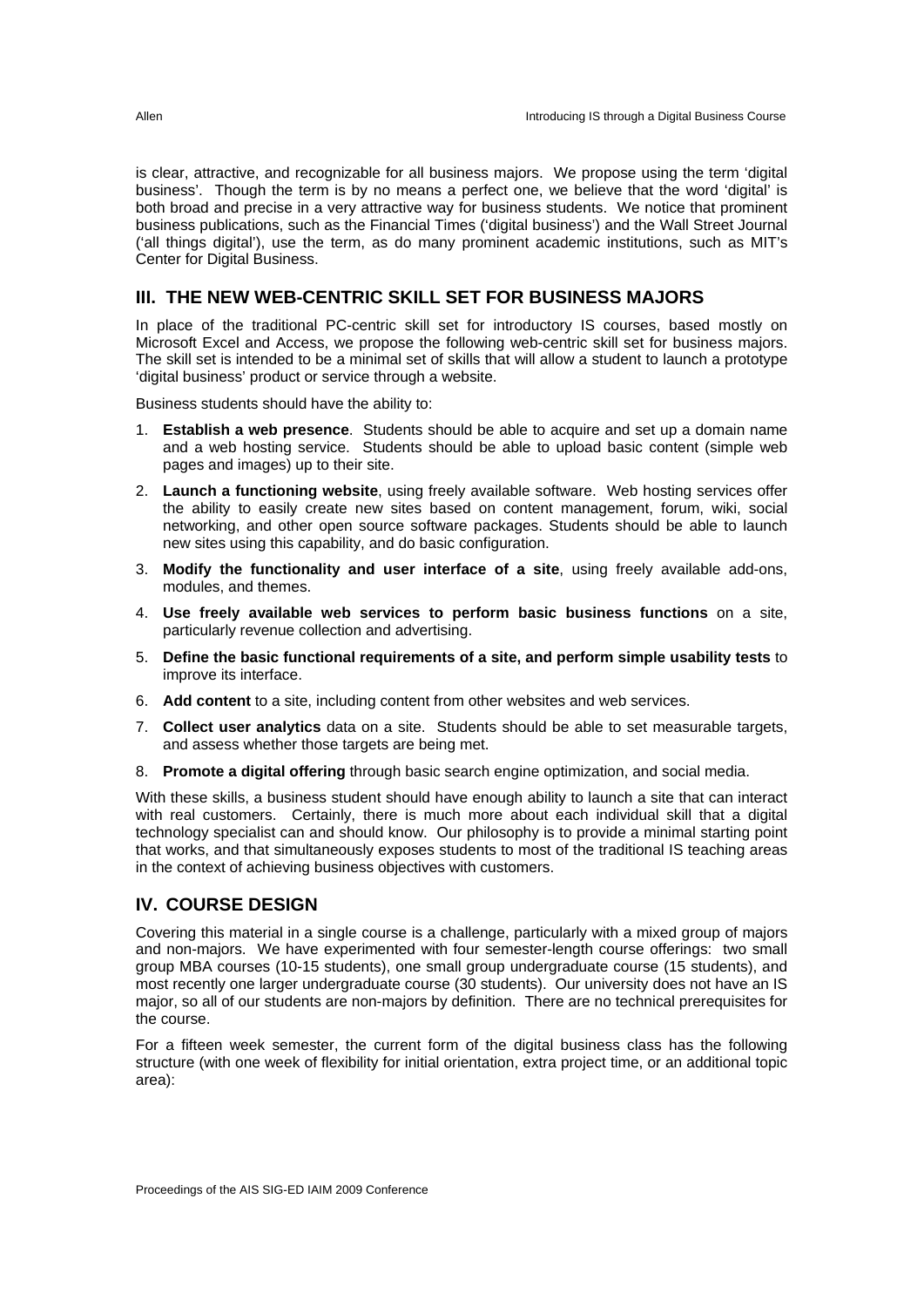is clear, attractive, and recognizable for all business majors. We propose using the term 'digital business'. Though the term is by no means a perfect one, we believe that the word 'digital' is both broad and precise in a very attractive way for business students. We notice that prominent business publications, such as the Financial Times ('digital business') and the Wall Street Journal ('all things digital'), use the term, as do many prominent academic institutions, such as MIT's Center for Digital Business.

## III. THE NEW WEB-CENTRIC SKILL SET FOR BUSINESS MAJORS

In place of the traditional PC-centric skill set for introductory IS courses, based mostly on Microsoft Excel and Access, we propose the following web-centric skill set for business majors. The skill set is intended to be a minimal set of skills that will allow a student to launch a prototype 'digital business' product or service through a website.

Business students should have the ability to:

1. **Establish a web presence**. Students should be able to acquire and set up a domain name and a web hosting service. Students should be able to upload basic content (simple web pages and images) up to their site.
2. **Launch a functioning website**, using freely available software. Web hosting services offer the ability to easily create new sites based on content management, forum, wiki, social networking, and other open source software packages. Students should be able to launch new sites using this capability, and do basic configuration.
3. **Modify the functionality and user interface of a site**, using freely available add-ons, modules, and themes.
4. **Use freely available web services to perform basic business functions** on a site, particularly revenue collection and advertising.
5. **Define the basic functional requirements of a site, and perform simple usability tests** to improve its interface.
6. **Add content** to a site, including content from other websites and web services.
7. **Collect user analytics** data on a site. Students should be able to set measurable targets, and assess whether those targets are being met.
8. **Promote a digital offering** through basic search engine optimization, and social media.

With these skills, a business student should have enough ability to launch a site that can interact with real customers. Certainly, there is much more about each individual skill that a digital technology specialist can and should know. Our philosophy is to provide a minimal starting point that works, and that simultaneously exposes students to most of the traditional IS teaching areas in the context of achieving business objectives with customers.

## IV. COURSE DESIGN

Covering this material in a single course is a challenge, particularly with a mixed group of majors and non-majors. We have experimented with four semester-length course offerings: two small group MBA courses (10-15 students), one small group undergraduate course (15 students), and most recently one larger undergraduate course (30 students). Our university does not have an IS major, so all of our students are non-majors by definition. There are no technical prerequisites for the course.

For a fifteen week semester, the current form of the digital business class has the following structure (with one week of flexibility for initial orientation, extra project time, or an additional topic area):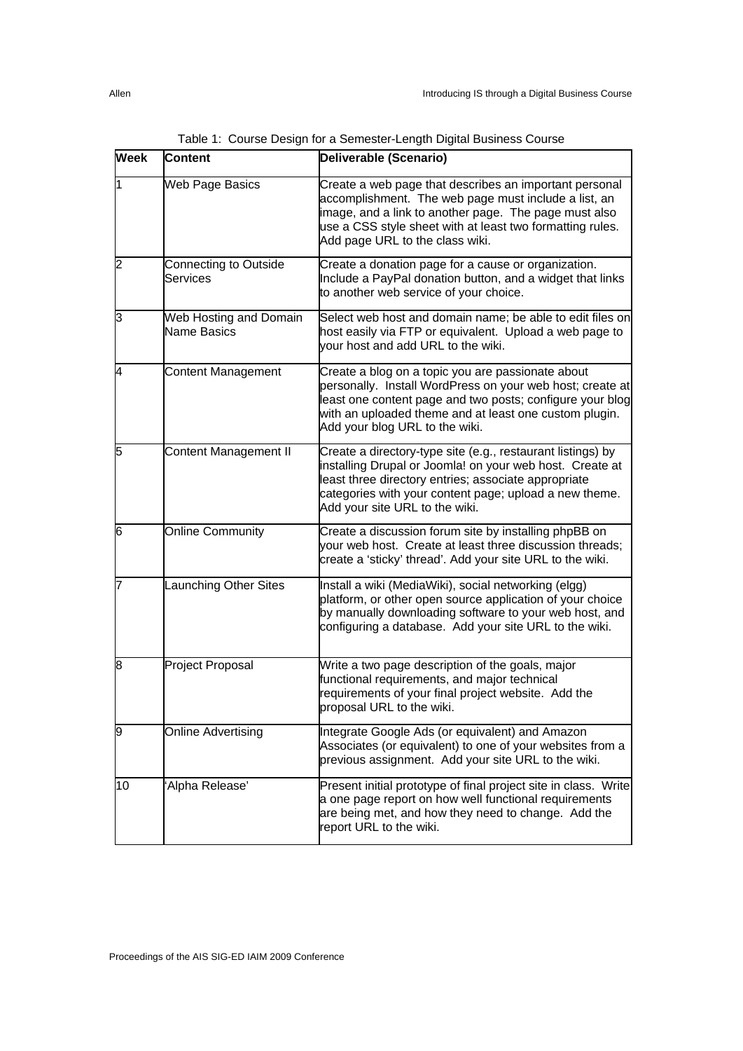Table 1: Course Design for a Semester-Length Digital Business Course

| Week | Content | Deliverable (Scenario) |
|---|---|---|
| 1 | Web Page Basics | Create a web page that describes an important personal accomplishment. The web page must include a list, an image, and a link to another page. The page must also use a CSS style sheet with at least two formatting rules. Add page URL to the class wiki. |
| 2 | Connecting to Outside Services | Create a donation page for a cause or organization. Include a PayPal donation button, and a widget that links to another web service of your choice. |
| 3 | Web Hosting and Domain Name Basics | Select web host and domain name; be able to edit files on host easily via FTP or equivalent. Upload a web page to your host and add URL to the wiki. |
| 4 | Content Management | Create a blog on a topic you are passionate about personally. Install WordPress on your web host; create at least one content page and two posts; configure your blog with an uploaded theme and at least one custom plugin. Add your blog URL to the wiki. |
| 5 | Content Management II | Create a directory-type site (e.g., restaurant listings) by installing Drupal or Joomla! on your web host. Create at least three directory entries; associate appropriate categories with your content page; upload a new theme. Add your site URL to the wiki. |
| 6 | Online Community | Create a discussion forum site by installing phpBB on your web host. Create at least three discussion threads; create a 'sticky' thread'. Add your site URL to the wiki. |
| 7 | Launching Other Sites | Install a wiki (MediaWiki), social networking (elgg) platform, or other open source application of your choice by manually downloading software to your web host, and configuring a database. Add your site URL to the wiki. |
| 8 | Project Proposal | Write a two page description of the goals, major functional requirements, and major technical requirements of your final project website. Add the proposal URL to the wiki. |
| 9 | Online Advertising | Integrate Google Ads (or equivalent) and Amazon Associates (or equivalent) to one of your websites from a previous assignment. Add your site URL to the wiki. |
| 10 | 'Alpha Release' | Present initial prototype of final project site in class. Write a one page report on how well functional requirements are being met, and how they need to change. Add the report URL to the wiki. |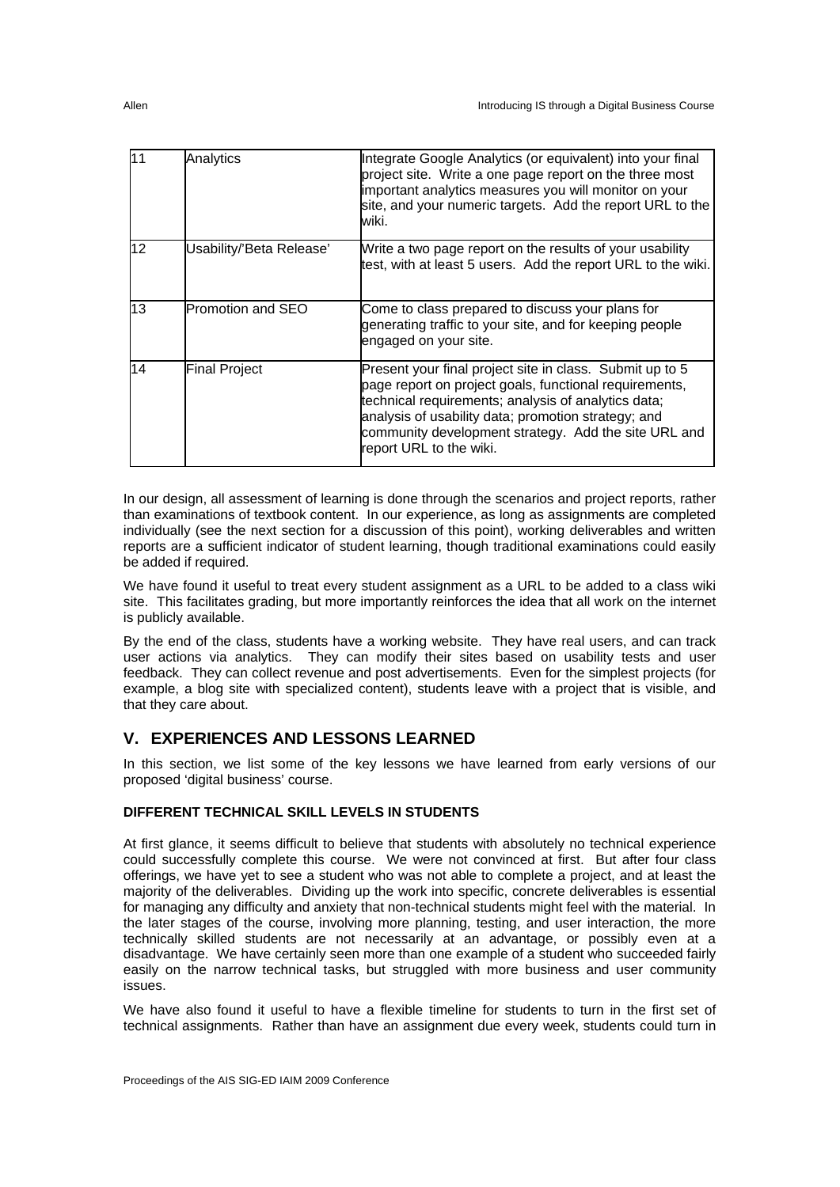| 11 | Analytics | Integrate Google Analytics (or equivalent) into your final project site. Write a one page report on the three most important analytics measures you will monitor on your site, and your numeric targets. Add the report URL to the wiki. |
|---|---|---|
| 12 | Usability/'Beta Release' | Write a two page report on the results of your usability test, with at least 5 users. Add the report URL to the wiki. |
| 13 | Promotion and SEO | Come to class prepared to discuss your plans for generating traffic to your site, and for keeping people engaged on your site. |
| 14 | Final Project | Present your final project site in class. Submit up to 5 page report on project goals, functional requirements, technical requirements; analysis of analytics data; analysis of usability data; promotion strategy; and community development strategy. Add the site URL and report URL to the wiki. |

In our design, all assessment of learning is done through the scenarios and project reports, rather than examinations of textbook content. In our experience, as long as assignments are completed individually (see the next section for a discussion of this point), working deliverables and written reports are a sufficient indicator of student learning, though traditional examinations could easily be added if required.

We have found it useful to treat every student assignment as a URL to be added to a class wiki site. This facilitates grading, but more importantly reinforces the idea that all work on the internet is publicly available.

By the end of the class, students have a working website. They have real users, and can track user actions via analytics. They can modify their sites based on usability tests and user feedback. They can collect revenue and post advertisements. Even for the simplest projects (for example, a blog site with specialized content), students leave with a project that is visible, and that they care about.

## V. EXPERIENCES AND LESSONS LEARNED

In this section, we list some of the key lessons we have learned from early versions of our proposed 'digital business' course.

### DIFFERENT TECHNICAL SKILL LEVELS IN STUDENTS

At first glance, it seems difficult to believe that students with absolutely no technical experience could successfully complete this course. We were not convinced at first. But after four class offerings, we have yet to see a student who was not able to complete a project, and at least the majority of the deliverables. Dividing up the work into specific, concrete deliverables is essential for managing any difficulty and anxiety that non-technical students might feel with the material. In the later stages of the course, involving more planning, testing, and user interaction, the more technically skilled students are not necessarily at an advantage, or possibly even at a disadvantage. We have certainly seen more than one example of a student who succeeded fairly easily on the narrow technical tasks, but struggled with more business and user community issues.

We have also found it useful to have a flexible timeline for students to turn in the first set of technical assignments. Rather than have an assignment due every week, students could turn in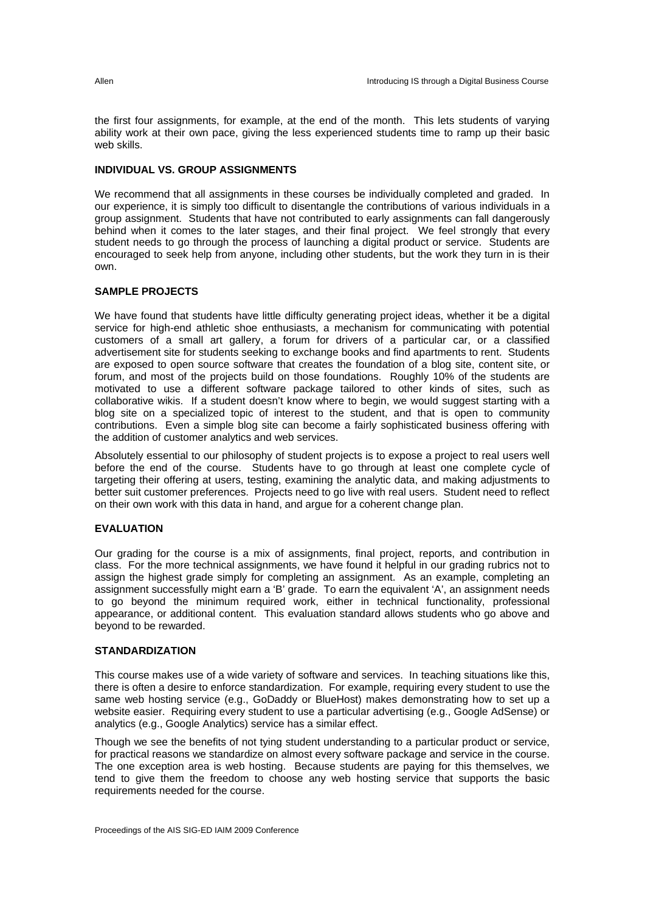the first four assignments, for example, at the end of the month. This lets students of varying ability work at their own pace, giving the less experienced students time to ramp up their basic web skills.

### INDIVIDUAL VS. GROUP ASSIGNMENTS

We recommend that all assignments in these courses be individually completed and graded. In our experience, it is simply too difficult to disentangle the contributions of various individuals in a group assignment. Students that have not contributed to early assignments can fall dangerously behind when it comes to the later stages, and their final project. We feel strongly that every student needs to go through the process of launching a digital product or service. Students are encouraged to seek help from anyone, including other students, but the work they turn in is their own.

### SAMPLE PROJECTS

We have found that students have little difficulty generating project ideas, whether it be a digital service for high-end athletic shoe enthusiasts, a mechanism for communicating with potential customers of a small art gallery, a forum for drivers of a particular car, or a classified advertisement site for students seeking to exchange books and find apartments to rent. Students are exposed to open source software that creates the foundation of a blog site, content site, or forum, and most of the projects build on those foundations. Roughly 10% of the students are motivated to use a different software package tailored to other kinds of sites, such as collaborative wikis. If a student doesn't know where to begin, we would suggest starting with a blog site on a specialized topic of interest to the student, and that is open to community contributions. Even a simple blog site can become a fairly sophisticated business offering with the addition of customer analytics and web services.

Absolutely essential to our philosophy of student projects is to expose a project to real users well before the end of the course. Students have to go through at least one complete cycle of targeting their offering at users, testing, examining the analytic data, and making adjustments to better suit customer preferences. Projects need to go live with real users. Student need to reflect on their own work with this data in hand, and argue for a coherent change plan.

### EVALUATION

Our grading for the course is a mix of assignments, final project, reports, and contribution in class. For the more technical assignments, we have found it helpful in our grading rubrics not to assign the highest grade simply for completing an assignment. As an example, completing an assignment successfully might earn a 'B' grade. To earn the equivalent 'A', an assignment needs to go beyond the minimum required work, either in technical functionality, professional appearance, or additional content. This evaluation standard allows students who go above and beyond to be rewarded.

### STANDARDIZATION

This course makes use of a wide variety of software and services. In teaching situations like this, there is often a desire to enforce standardization. For example, requiring every student to use the same web hosting service (e.g., GoDaddy or BlueHost) makes demonstrating how to set up a website easier. Requiring every student to use a particular advertising (e.g., Google AdSense) or analytics (e.g., Google Analytics) service has a similar effect.

Though we see the benefits of not tying student understanding to a particular product or service, for practical reasons we standardize on almost every software package and service in the course. The one exception area is web hosting. Because students are paying for this themselves, we tend to give them the freedom to choose any web hosting service that supports the basic requirements needed for the course.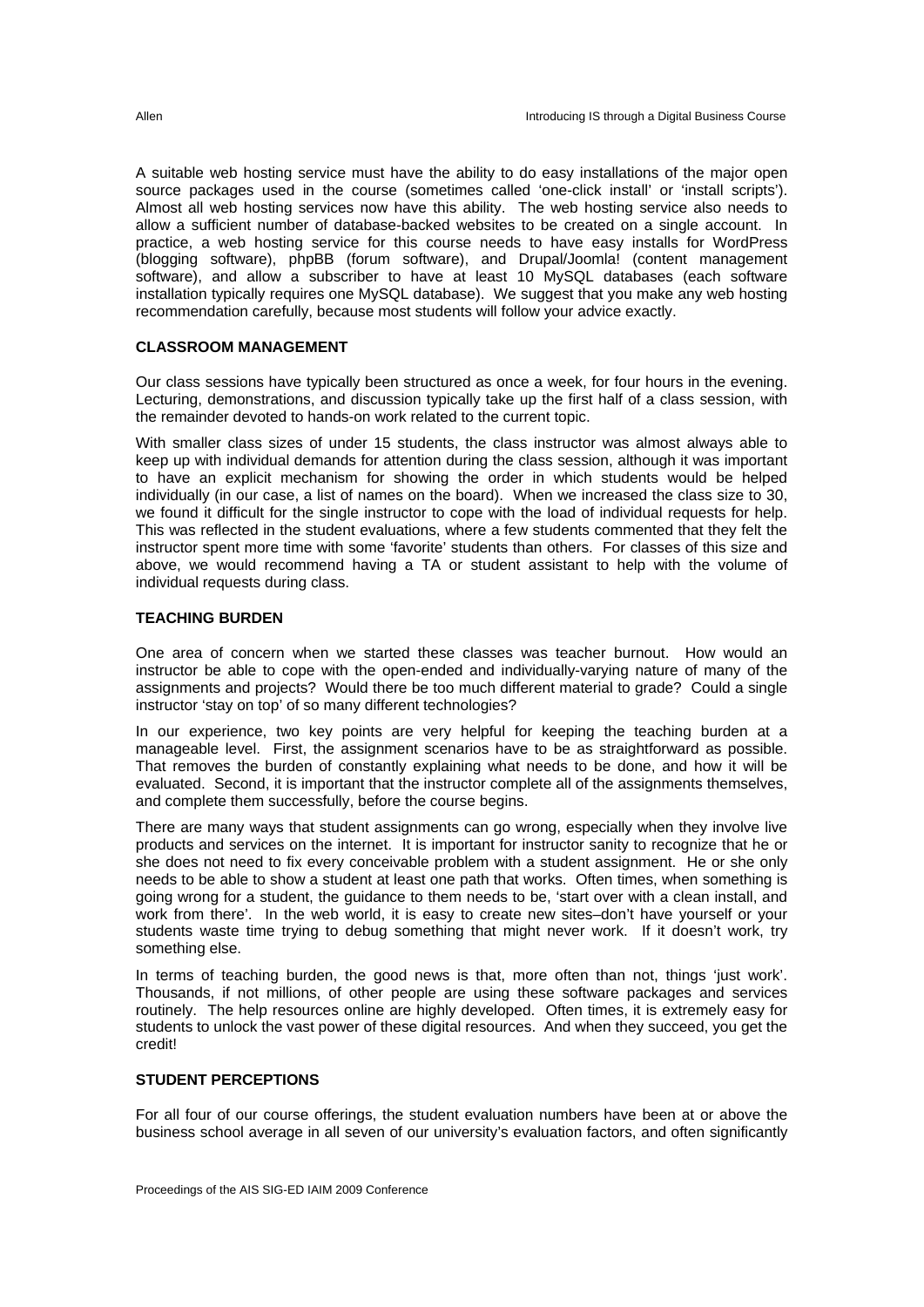A suitable web hosting service must have the ability to do easy installations of the major open source packages used in the course (sometimes called 'one-click install' or 'install scripts'). Almost all web hosting services now have this ability. The web hosting service also needs to allow a sufficient number of database-backed websites to be created on a single account. In practice, a web hosting service for this course needs to have easy installs for WordPress (blogging software), phpBB (forum software), and Drupal/Joomla! (content management software), and allow a subscriber to have at least 10 MySQL databases (each software installation typically requires one MySQL database). We suggest that you make any web hosting recommendation carefully, because most students will follow your advice exactly.

## CLASSROOM MANAGEMENT

Our class sessions have typically been structured as once a week, for four hours in the evening. Lecturing, demonstrations, and discussion typically take up the first half of a class session, with the remainder devoted to hands-on work related to the current topic.

With smaller class sizes of under 15 students, the class instructor was almost always able to keep up with individual demands for attention during the class session, although it was important to have an explicit mechanism for showing the order in which students would be helped individually (in our case, a list of names on the board). When we increased the class size to 30, we found it difficult for the single instructor to cope with the load of individual requests for help. This was reflected in the student evaluations, where a few students commented that they felt the instructor spent more time with some 'favorite' students than others. For classes of this size and above, we would recommend having a TA or student assistant to help with the volume of individual requests during class.

## TEACHING BURDEN

One area of concern when we started these classes was teacher burnout. How would an instructor be able to cope with the open-ended and individually-varying nature of many of the assignments and projects? Would there be too much different material to grade? Could a single instructor 'stay on top' of so many different technologies?

In our experience, two key points are very helpful for keeping the teaching burden at a manageable level. First, the assignment scenarios have to be as straightforward as possible. That removes the burden of constantly explaining what needs to be done, and how it will be evaluated. Second, it is important that the instructor complete all of the assignments themselves, and complete them successfully, before the course begins.

There are many ways that student assignments can go wrong, especially when they involve live products and services on the internet. It is important for instructor sanity to recognize that he or she does not need to fix every conceivable problem with a student assignment. He or she only needs to be able to show a student at least one path that works. Often times, when something is going wrong for a student, the guidance to them needs to be, 'start over with a clean install, and work from there'. In the web world, it is easy to create new sites–don't have yourself or your students waste time trying to debug something that might never work. If it doesn't work, try something else.

In terms of teaching burden, the good news is that, more often than not, things 'just work'. Thousands, if not millions, of other people are using these software packages and services routinely. The help resources online are highly developed. Often times, it is extremely easy for students to unlock the vast power of these digital resources. And when they succeed, you get the credit!

## STUDENT PERCEPTIONS

For all four of our course offerings, the student evaluation numbers have been at or above the business school average in all seven of our university's evaluation factors, and often significantly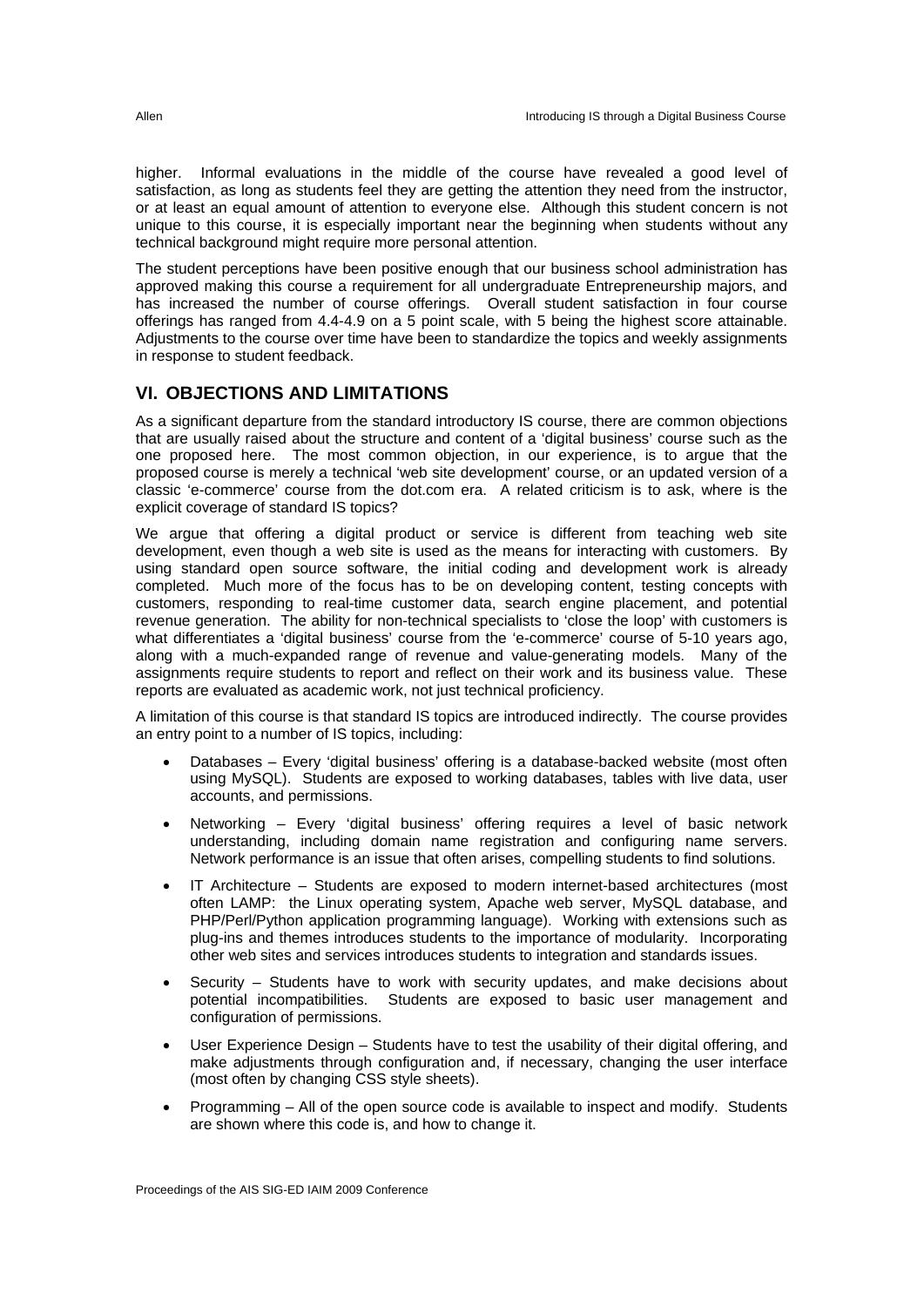higher. Informal evaluations in the middle of the course have revealed a good level of satisfaction, as long as students feel they are getting the attention they need from the instructor, or at least an equal amount of attention to everyone else. Although this student concern is not unique to this course, it is especially important near the beginning when students without any technical background might require more personal attention.

The student perceptions have been positive enough that our business school administration has approved making this course a requirement for all undergraduate Entrepreneurship majors, and has increased the number of course offerings. Overall student satisfaction in four course offerings has ranged from 4.4-4.9 on a 5 point scale, with 5 being the highest score attainable. Adjustments to the course over time have been to standardize the topics and weekly assignments in response to student feedback.

## VI. OBJECTIONS AND LIMITATIONS

As a significant departure from the standard introductory IS course, there are common objections that are usually raised about the structure and content of a 'digital business' course such as the one proposed here. The most common objection, in our experience, is to argue that the proposed course is merely a technical 'web site development' course, or an updated version of a classic 'e-commerce' course from the dot.com era. A related criticism is to ask, where is the explicit coverage of standard IS topics?

We argue that offering a digital product or service is different from teaching web site development, even though a web site is used as the means for interacting with customers. By using standard open source software, the initial coding and development work is already completed. Much more of the focus has to be on developing content, testing concepts with customers, responding to real-time customer data, search engine placement, and potential revenue generation. The ability for non-technical specialists to 'close the loop' with customers is what differentiates a 'digital business' course from the 'e-commerce' course of 5-10 years ago, along with a much-expanded range of revenue and value-generating models. Many of the assignments require students to report and reflect on their work and its business value. These reports are evaluated as academic work, not just technical proficiency.

A limitation of this course is that standard IS topics are introduced indirectly. The course provides an entry point to a number of IS topics, including:

- Databases – Every 'digital business' offering is a database-backed website (most often using MySQL). Students are exposed to working databases, tables with live data, user accounts, and permissions.
- Networking – Every 'digital business' offering requires a level of basic network understanding, including domain name registration and configuring name servers. Network performance is an issue that often arises, compelling students to find solutions.
- IT Architecture – Students are exposed to modern internet-based architectures (most often LAMP: the Linux operating system, Apache web server, MySQL database, and PHP/Perl/Python application programming language). Working with extensions such as plug-ins and themes introduces students to the importance of modularity. Incorporating other web sites and services introduces students to integration and standards issues.
- Security – Students have to work with security updates, and make decisions about potential incompatibilities. Students are exposed to basic user management and configuration of permissions.
- User Experience Design – Students have to test the usability of their digital offering, and make adjustments through configuration and, if necessary, changing the user interface (most often by changing CSS style sheets).
- Programming – All of the open source code is available to inspect and modify. Students are shown where this code is, and how to change it.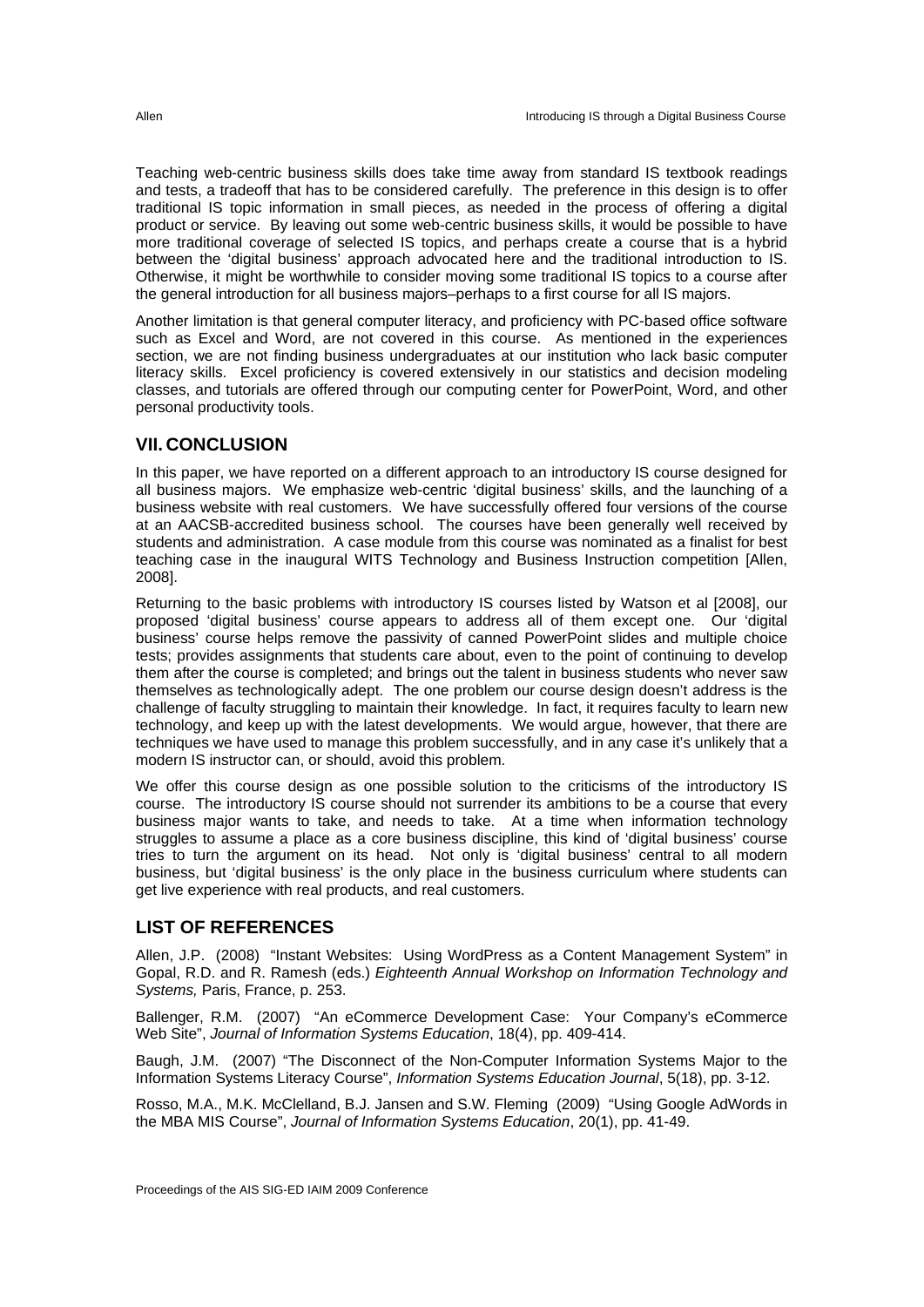Teaching web-centric business skills does take time away from standard IS textbook readings and tests, a tradeoff that has to be considered carefully. The preference in this design is to offer traditional IS topic information in small pieces, as needed in the process of offering a digital product or service. By leaving out some web-centric business skills, it would be possible to have more traditional coverage of selected IS topics, and perhaps create a course that is a hybrid between the 'digital business' approach advocated here and the traditional introduction to IS. Otherwise, it might be worthwhile to consider moving some traditional IS topics to a course after the general introduction for all business majors–perhaps to a first course for all IS majors.

Another limitation is that general computer literacy, and proficiency with PC-based office software such as Excel and Word, are not covered in this course. As mentioned in the experiences section, we are not finding business undergraduates at our institution who lack basic computer literacy skills. Excel proficiency is covered extensively in our statistics and decision modeling classes, and tutorials are offered through our computing center for PowerPoint, Word, and other personal productivity tools.

## VII. CONCLUSION

In this paper, we have reported on a different approach to an introductory IS course designed for all business majors. We emphasize web-centric 'digital business' skills, and the launching of a business website with real customers. We have successfully offered four versions of the course at an AACSB-accredited business school. The courses have been generally well received by students and administration. A case module from this course was nominated as a finalist for best teaching case in the inaugural WITS Technology and Business Instruction competition [Allen, 2008].

Returning to the basic problems with introductory IS courses listed by Watson et al [2008], our proposed 'digital business' course appears to address all of them except one. Our 'digital business' course helps remove the passivity of canned PowerPoint slides and multiple choice tests; provides assignments that students care about, even to the point of continuing to develop them after the course is completed; and brings out the talent in business students who never saw themselves as technologically adept. The one problem our course design doesn't address is the challenge of faculty struggling to maintain their knowledge. In fact, it requires faculty to learn new technology, and keep up with the latest developments. We would argue, however, that there are techniques we have used to manage this problem successfully, and in any case it's unlikely that a modern IS instructor can, or should, avoid this problem.

We offer this course design as one possible solution to the criticisms of the introductory IS course. The introductory IS course should not surrender its ambitions to be a course that every business major wants to take, and needs to take. At a time when information technology struggles to assume a place as a core business discipline, this kind of 'digital business' course tries to turn the argument on its head. Not only is 'digital business' central to all modern business, but 'digital business' is the only place in the business curriculum where students can get live experience with real products, and real customers.

## LIST OF REFERENCES

Allen, J.P. (2008) "Instant Websites: Using WordPress as a Content Management System" in Gopal, R.D. and R. Ramesh (eds.) *Eighteenth Annual Workshop on Information Technology and Systems,* Paris, France, p. 253.

Ballenger, R.M. (2007) "An eCommerce Development Case: Your Company's eCommerce Web Site", *Journal of Information Systems Education*, 18(4), pp. 409-414.

Baugh, J.M. (2007) "The Disconnect of the Non-Computer Information Systems Major to the Information Systems Literacy Course", *Information Systems Education Journal*, 5(18), pp. 3-12.

Rosso, M.A., M.K. McClelland, B.J. Jansen and S.W. Fleming (2009) "Using Google AdWords in the MBA MIS Course", *Journal of Information Systems Education*, 20(1), pp. 41-49.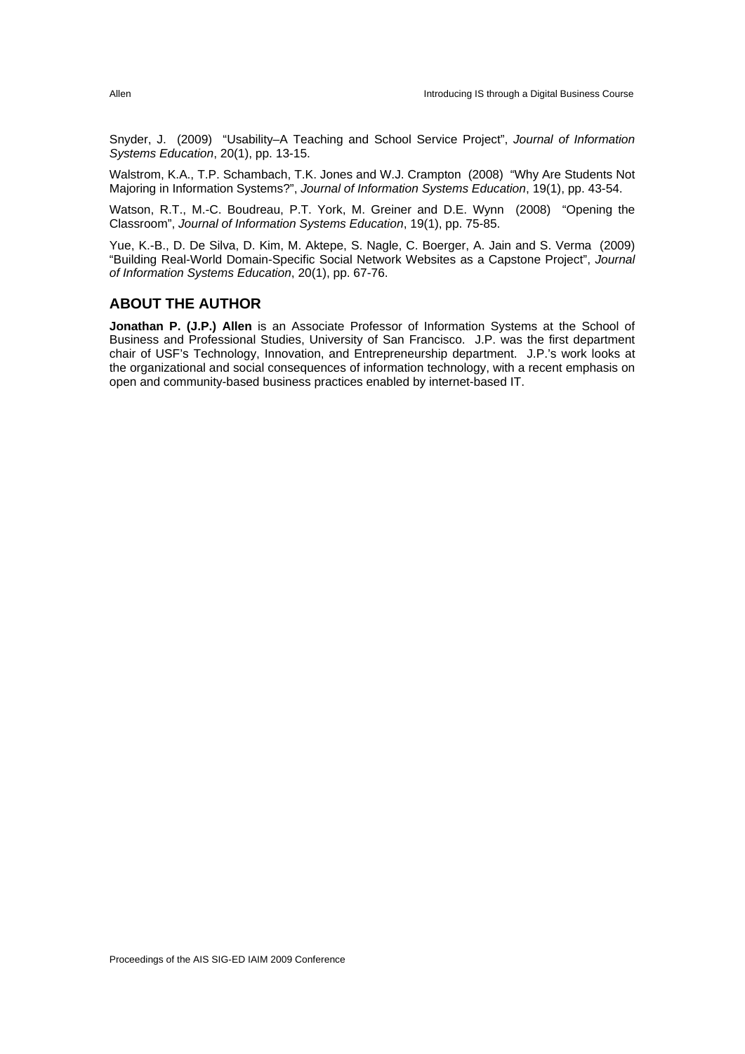Snyder, J. (2009) "Usability–A Teaching and School Service Project", *Journal of Information Systems Education*, 20(1), pp. 13-15.

Walstrom, K.A., T.P. Schambach, T.K. Jones and W.J. Crampton (2008) "Why Are Students Not Majoring in Information Systems?", *Journal of Information Systems Education*, 19(1), pp. 43-54.

Watson, R.T., M.-C. Boudreau, P.T. York, M. Greiner and D.E. Wynn (2008) "Opening the Classroom", *Journal of Information Systems Education*, 19(1), pp. 75-85.

Yue, K.-B., D. De Silva, D. Kim, M. Aktepe, S. Nagle, C. Boerger, A. Jain and S. Verma (2009) "Building Real-World Domain-Specific Social Network Websites as a Capstone Project", *Journal of Information Systems Education*, 20(1), pp. 67-76.

## ABOUT THE AUTHOR

**Jonathan P. (J.P.) Allen** is an Associate Professor of Information Systems at the School of Business and Professional Studies, University of San Francisco. J.P. was the first department chair of USF's Technology, Innovation, and Entrepreneurship department. J.P.'s work looks at the organizational and social consequences of information technology, with a recent emphasis on open and community-based business practices enabled by internet-based IT.